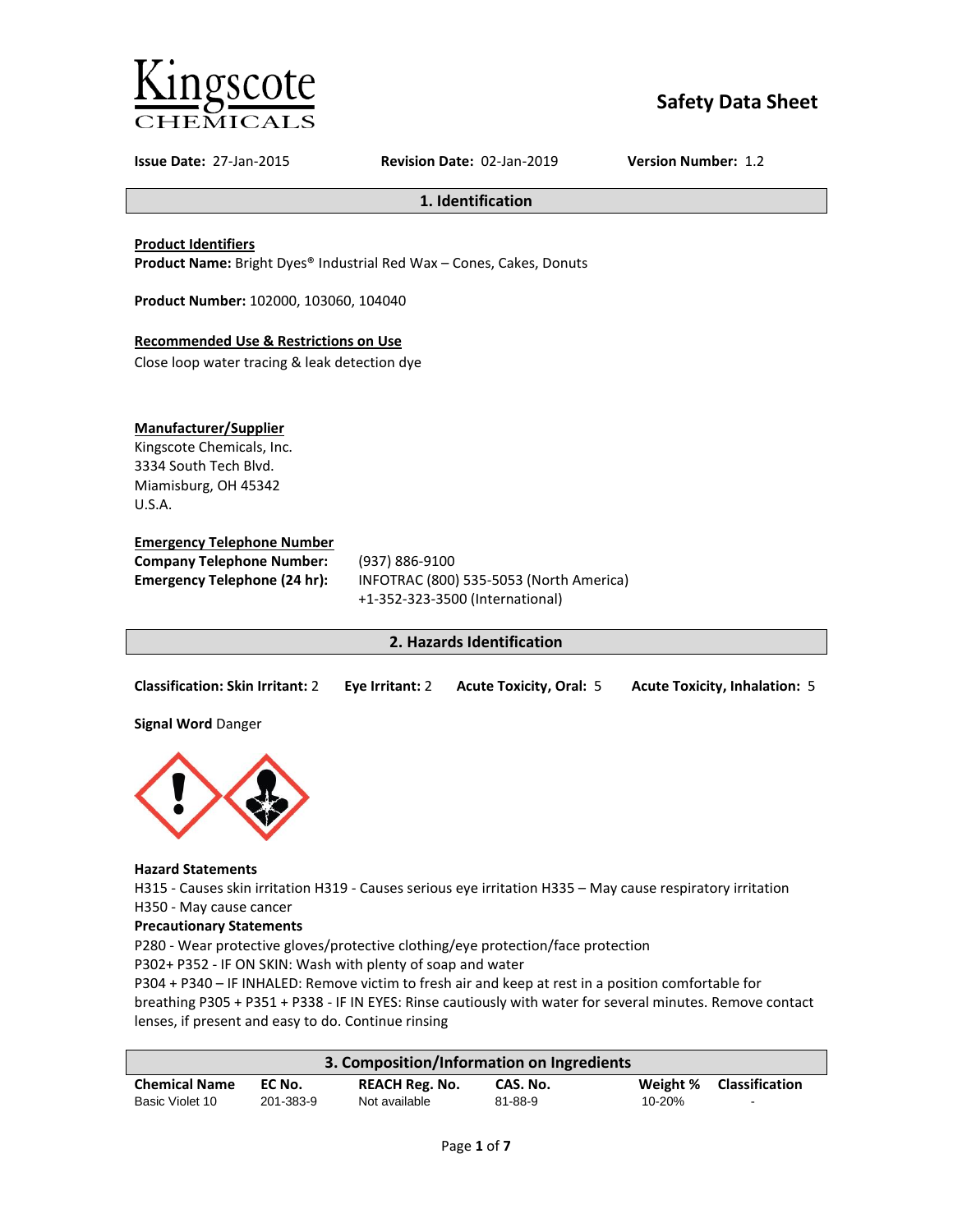Kingscote CHEMICALS

# Safety Data Sheet

**Issue Date:** 27-Jan-2015 **Revision Date:** 02-Jan-2019 **Version Number:** 1.2

## 1. Identification

**Product Identifiers**

**Product Name:** Bright Dyes® Industrial Red Wax – Cones, Cakes, Donuts

**Product Number:** 102000, 103060, 104040

**Recommended Use & Restrictions on Use**

Close loop water tracing & leak detection dye

**Manufacturer/Supplier**

Kingscote Chemicals, Inc.
3334 South Tech Blvd.
Miamisburg, OH 45342
U.S.A.

**Emergency Telephone Number**

**Company Telephone Number:** (937) 886-9100

**Emergency Telephone (24 hr):** INFOTRAC (800) 535-5053 (North America)
+1-352-323-3500 (International)

## 2. Hazards Identification

**Classification: Skin Irritant:** 2 **Eye Irritant:** 2 **Acute Toxicity, Oral:** 5 **Acute Toxicity, Inhalation:** 5

**Signal Word** Danger

**Hazard Statements**

H315 - Causes skin irritation H319 - Causes serious eye irritation H335 – May cause respiratory irritation H350 - May cause cancer

**Precautionary Statements**

P280 - Wear protective gloves/protective clothing/eye protection/face protection

P302+ P352 - IF ON SKIN: Wash with plenty of soap and water

P304 + P340 – IF INHALED: Remove victim to fresh air and keep at rest in a position comfortable for breathing P305 + P351 + P338 - IF IN EYES: Rinse cautiously with water for several minutes. Remove contact lenses, if present and easy to do. Continue rinsing

## 3. Composition/Information on Ingredients

| Chemical Name | EC No. | REACH Reg. No. | CAS. No. | Weight % | Classification |
|---|---|---|---|---|---|
| Basic Violet 10 | 201-383-9 | Not available | 81-88-9 | 10-20% | - |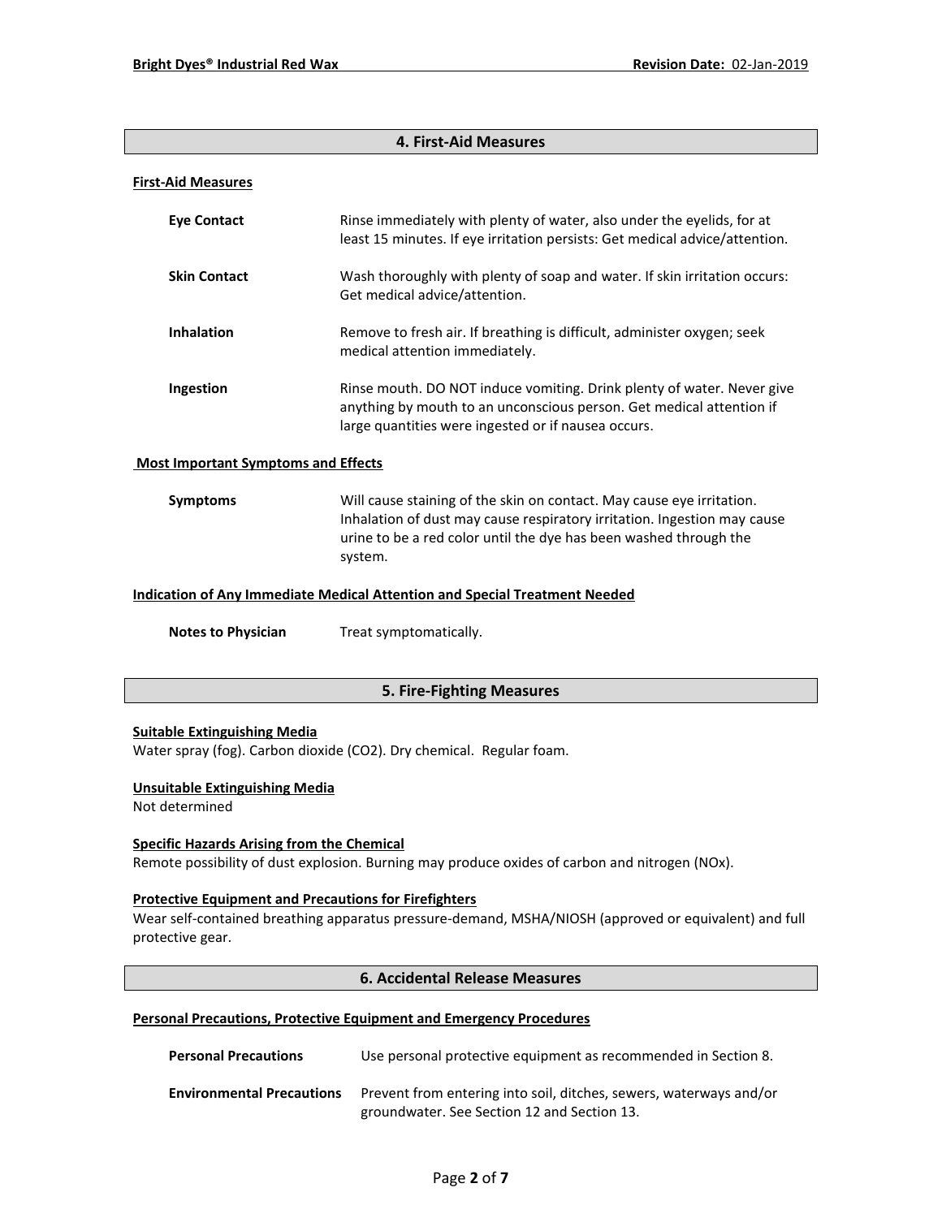## 4. First-Aid Measures

### First-Aid Measures

**Eye Contact** Rinse immediately with plenty of water, also under the eyelids, for at least 15 minutes. If eye irritation persists: Get medical advice/attention.

**Skin Contact** Wash thoroughly with plenty of soap and water. If skin irritation occurs: Get medical advice/attention.

**Inhalation** Remove to fresh air. If breathing is difficult, administer oxygen; seek medical attention immediately.

**Ingestion** Rinse mouth. DO NOT induce vomiting. Drink plenty of water. Never give anything by mouth to an unconscious person. Get medical attention if large quantities were ingested or if nausea occurs.

### Most Important Symptoms and Effects

**Symptoms** Will cause staining of the skin on contact. May cause eye irritation. Inhalation of dust may cause respiratory irritation. Ingestion may cause urine to be a red color until the dye has been washed through the system.

### Indication of Any Immediate Medical Attention and Special Treatment Needed

**Notes to Physician** Treat symptomatically.

## 5. Fire-Fighting Measures

### Suitable Extinguishing Media

Water spray (fog). Carbon dioxide ($CO_2$). Dry chemical. Regular foam.

### Unsuitable Extinguishing Media

Not determined

### Specific Hazards Arising from the Chemical

Remote possibility of dust explosion. Burning may produce oxides of carbon and nitrogen (NOx).

### Protective Equipment and Precautions for Firefighters

Wear self-contained breathing apparatus pressure-demand, MSHA/NIOSH (approved or equivalent) and full protective gear.

## 6. Accidental Release Measures

### Personal Precautions, Protective Equipment and Emergency Procedures

**Personal Precautions** Use personal protective equipment as recommended in Section 8.

**Environmental Precautions** Prevent from entering into soil, ditches, sewers, waterways and/or groundwater. See Section 12 and Section 13.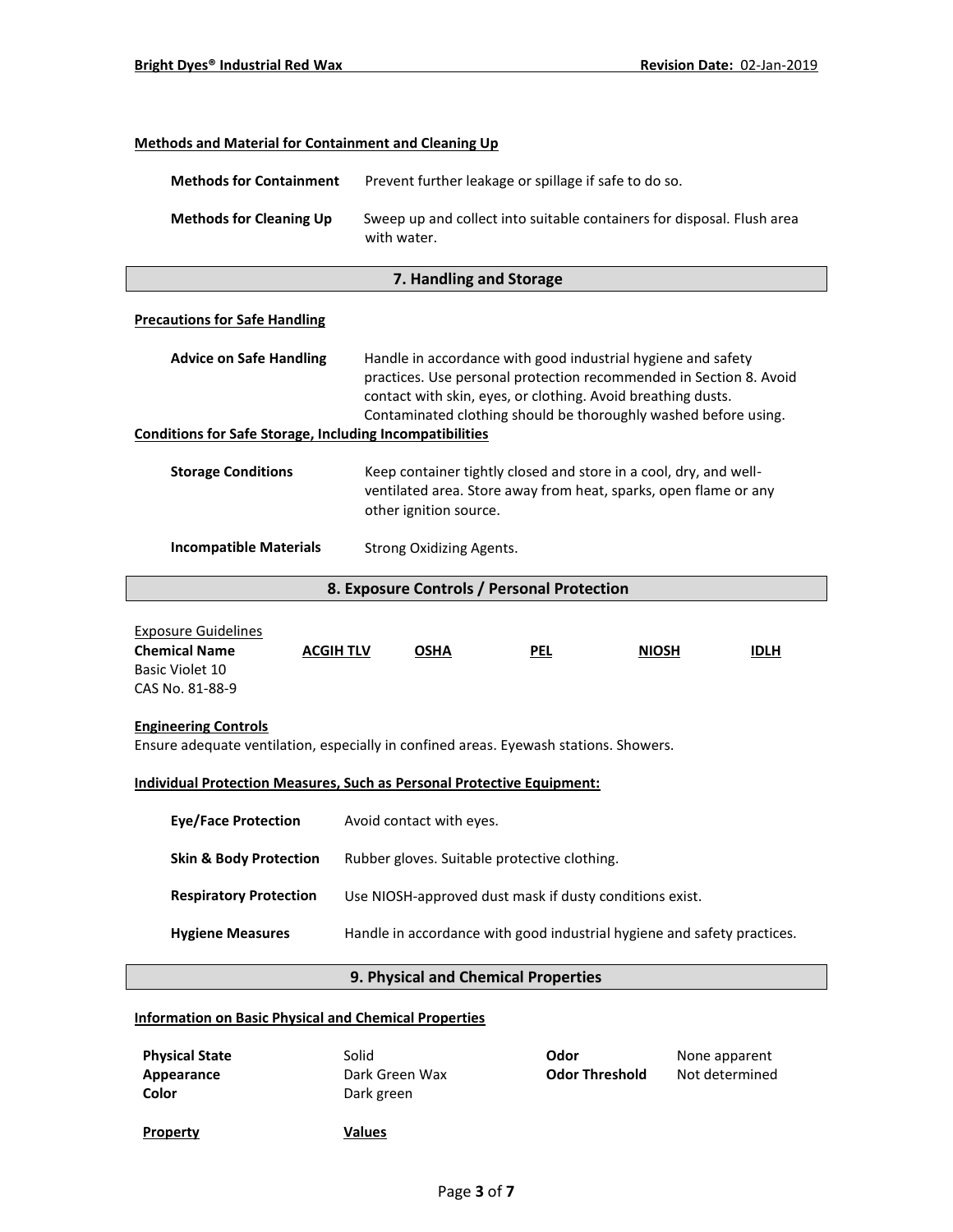### Methods and Material for Containment and Cleaning Up

**Methods for Containment** Prevent further leakage or spillage if safe to do so.

**Methods for Cleaning Up** Sweep up and collect into suitable containers for disposal. Flush area with water.

## 7. Handling and Storage

### Precautions for Safe Handling

**Advice on Safe Handling** Handle in accordance with good industrial hygiene and safety practices. Use personal protection recommended in Section 8. Avoid contact with skin, eyes, or clothing. Avoid breathing dusts. Contaminated clothing should be thoroughly washed before using.

### Conditions for Safe Storage, Including Incompatibilities

**Storage Conditions** Keep container tightly closed and store in a cool, dry, and well-ventilated area. Store away from heat, sparks, open flame or any other ignition source.

**Incompatible Materials** Strong Oxidizing Agents.

## 8. Exposure Controls / Personal Protection

Exposure Guidelines

| Chemical Name | ACGIH TLV | OSHA | PEL | NIOSH | IDLH |
|---|---|---|---|---|---|
| Basic Violet 10<br>CAS No. 81-88-9 | | | | | |

### Engineering Controls

Ensure adequate ventilation, especially in confined areas. Eyewash stations. Showers.

### Individual Protection Measures, Such as Personal Protective Equipment:

**Eye/Face Protection** Avoid contact with eyes.

**Skin & Body Protection** Rubber gloves. Suitable protective clothing.

**Respiratory Protection** Use NIOSH-approved dust mask if dusty conditions exist.

**Hygiene Measures** Handle in accordance with good industrial hygiene and safety practices.

## 9. Physical and Chemical Properties

### Information on Basic Physical and Chemical Properties

| | | | |
|---|---|---|---|
| **Physical State** | Solid | **Odor** | None apparent |
| **Appearance** | Dark Green Wax | **Odor Threshold** | Not determined |
| **Color** | Dark green | | |

| Property | Values |
|---|---|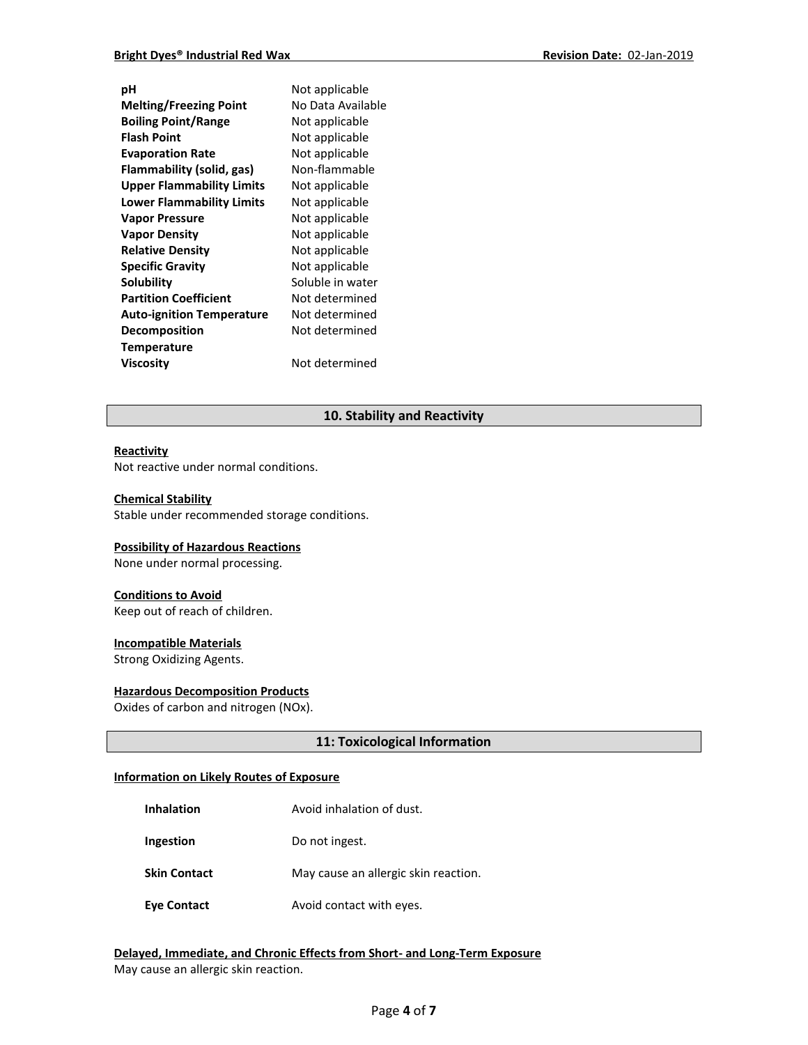| | |
|---|---|
| **pH** | Not applicable |
| **Melting/Freezing Point** | No Data Available |
| **Boiling Point/Range** | Not applicable |
| **Flash Point** | Not applicable |
| **Evaporation Rate** | Not applicable |
| **Flammability (solid, gas)** | Non-flammable |
| **Upper Flammability Limits** | Not applicable |
| **Lower Flammability Limits** | Not applicable |
| **Vapor Pressure** | Not applicable |
| **Vapor Density** | Not applicable |
| **Relative Density** | Not applicable |
| **Specific Gravity** | Not applicable |
| **Solubility** | Soluble in water |
| **Partition Coefficient** | Not determined |
| **Auto-ignition Temperature** | Not determined |
| **Decomposition Temperature** | Not determined |
| **Viscosity** | Not determined |

## 10. Stability and Reactivity

**Reactivity**
Not reactive under normal conditions.

**Chemical Stability**
Stable under recommended storage conditions.

**Possibility of Hazardous Reactions**
None under normal processing.

**Conditions to Avoid**
Keep out of reach of children.

**Incompatible Materials**
Strong Oxidizing Agents.

**Hazardous Decomposition Products**
Oxides of carbon and nitrogen (NOx).

## 11: Toxicological Information

**Information on Likely Routes of Exposure**

| | |
|---|---|
| **Inhalation** | Avoid inhalation of dust. |
| **Ingestion** | Do not ingest. |
| **Skin Contact** | May cause an allergic skin reaction. |
| **Eye Contact** | Avoid contact with eyes. |

**Delayed, Immediate, and Chronic Effects from Short- and Long-Term Exposure**
May cause an allergic skin reaction.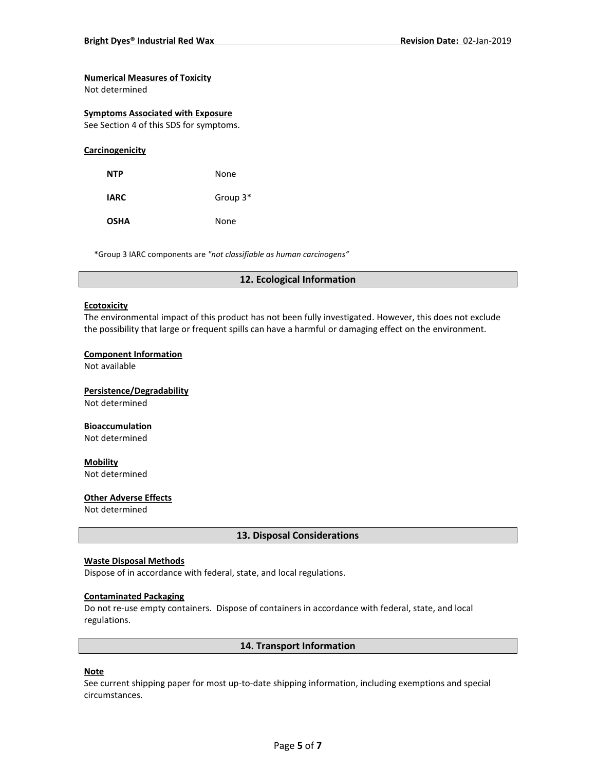**Numerical Measures of Toxicity**
Not determined

**Symptoms Associated with Exposure**
See Section 4 of this SDS for symptoms.

**Carcinogenicity**

| | |
|---|---|
| **NTP** | None |
| **IARC** | Group 3* |
| **OSHA** | None |

*Group 3 IARC components are *"not classifiable as human carcinogens"*

## 12. Ecological Information

**Ecotoxicity**
The environmental impact of this product has not been fully investigated. However, this does not exclude the possibility that large or frequent spills can have a harmful or damaging effect on the environment.

**Component Information**
Not available

**Persistence/Degradability**
Not determined

**Bioaccumulation**
Not determined

**Mobility**
Not determined

**Other Adverse Effects**
Not determined

## 13. Disposal Considerations

**Waste Disposal Methods**
Dispose of in accordance with federal, state, and local regulations.

**Contaminated Packaging**
Do not re-use empty containers. Dispose of containers in accordance with federal, state, and local regulations.

## 14. Transport Information

**Note**
See current shipping paper for most up-to-date shipping information, including exemptions and special circumstances.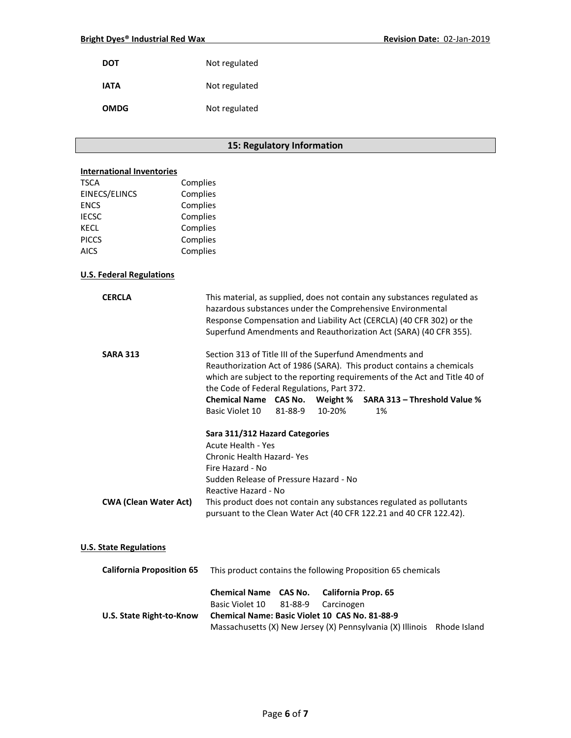| | |
|---|---|
| **DOT** | Not regulated |
| **IATA** | Not regulated |
| **OMDG** | Not regulated |

## 15: Regulatory Information

**International Inventories**

| | |
|---|---|
| TSCA | Complies |
| EINECS/ELINCS | Complies |
| ENCS | Complies |
| IECSC | Complies |
| KECL | Complies |
| PICCS | Complies |
| AICS | Complies |

**U.S. Federal Regulations**

**CERCLA**

This material, as supplied, does not contain any substances regulated as hazardous substances under the Comprehensive Environmental Response Compensation and Liability Act (CERCLA) (40 CFR 302) or the Superfund Amendments and Reauthorization Act (SARA) (40 CFR 355).

**SARA 313**

Section 313 of Title III of the Superfund Amendments and Reauthorization Act of 1986 (SARA). This product contains a chemicals which are subject to the reporting requirements of the Act and Title 40 of the Code of Federal Regulations, Part 372.

| Chemical Name | CAS No. | Weight % | SARA 313 – Threshold Value % |
|---|---|---|---|
| Basic Violet 10 | 81-88-9 | 10-20% | 1% |

**Sara 311/312 Hazard Categories**

Acute Health - Yes
Chronic Health Hazard- Yes
Fire Hazard - No
Sudden Release of Pressure Hazard - No
Reactive Hazard - No

**CWA (Clean Water Act)**

This product does not contain any substances regulated as pollutants pursuant to the Clean Water Act (40 CFR 122.21 and 40 CFR 122.42).

**U.S. State Regulations**

**California Proposition 65**

This product contains the following Proposition 65 chemicals

| Chemical Name | CAS No. | California Prop. 65 |
|---|---|---|
| Basic Violet 10 | 81-88-9 | Carcinogen |

**U.S. State Right-to-Know**

**Chemical Name: Basic Violet 10 CAS No. 81-88-9**

Massachusetts (X) New Jersey (X) Pennsylvania (X) Illinois Rhode Island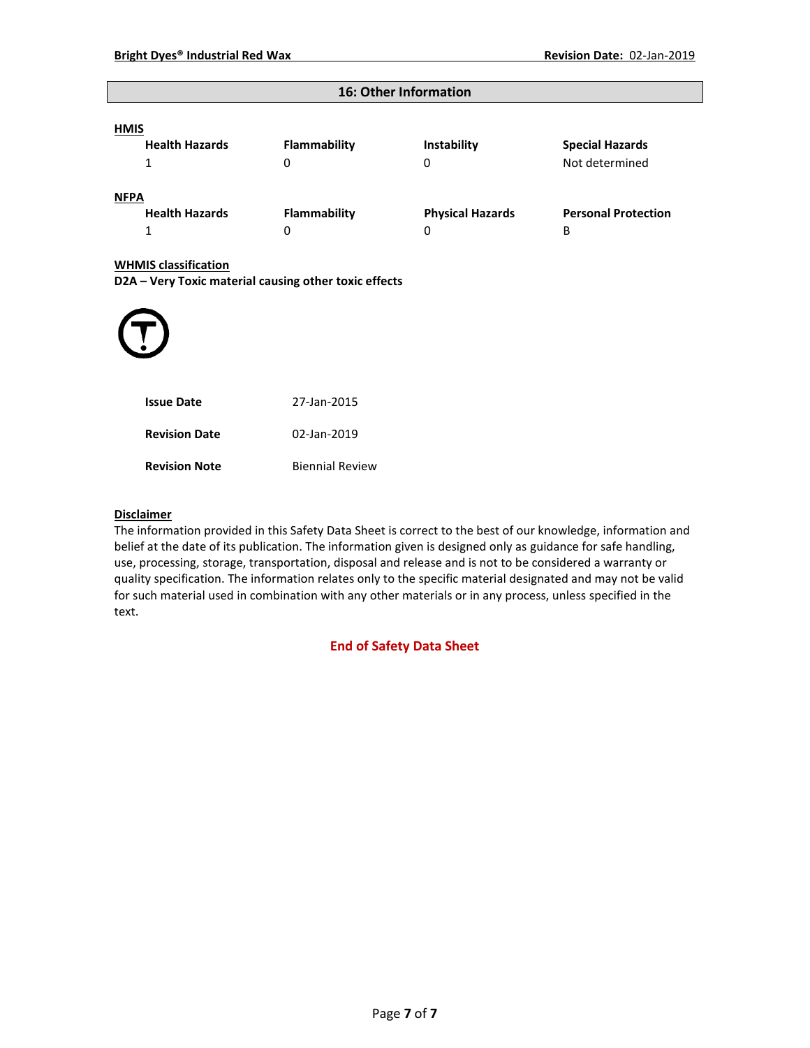## 16: Other Information

**HMIS**

| Health Hazards | Flammability | Instability | Special Hazards |
|---|---|---|---|
| 1 | 0 | 0 | Not determined |

**NFPA**

| Health Hazards | Flammability | Physical Hazards | Personal Protection |
|---|---|---|---|
| 1 | 0 | 0 | B |

**WHMIS classification**

**D2A – Very Toxic material causing other toxic effects**

| | |
|---|---|
| **Issue Date** | 27-Jan-2015 |
| **Revision Date** | 02-Jan-2019 |
| **Revision Note** | Biennial Review |

**Disclaimer**

The information provided in this Safety Data Sheet is correct to the best of our knowledge, information and belief at the date of its publication. The information given is designed only as guidance for safe handling, use, processing, storage, transportation, disposal and release and is not to be considered a warranty or quality specification. The information relates only to the specific material designated and may not be valid for such material used in combination with any other materials or in any process, unless specified in the text.

**End of Safety Data Sheet**